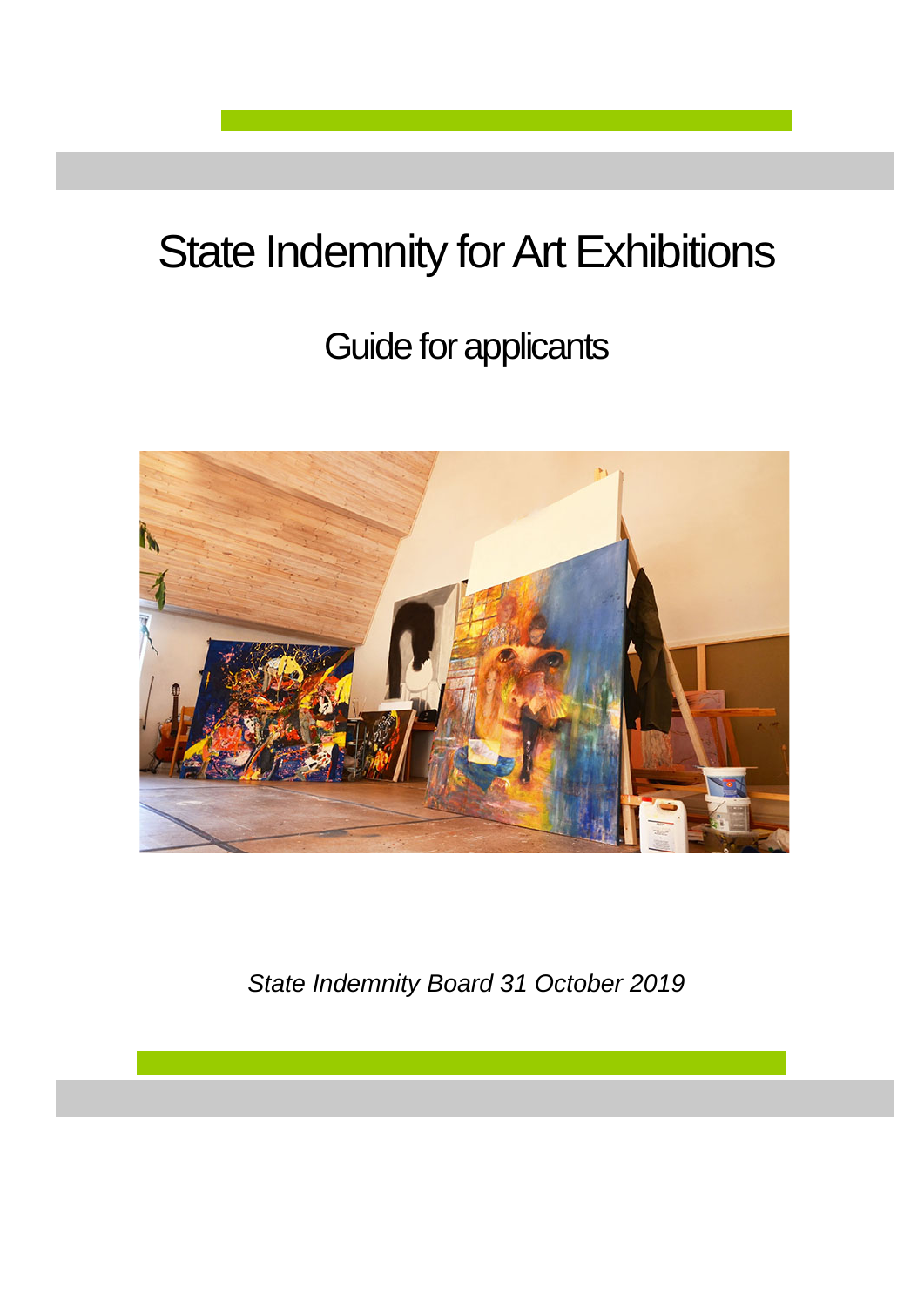# State Indemnity for Art Exhibitions

## Guide for applicants

*State Indemnity Board 31 October 2019*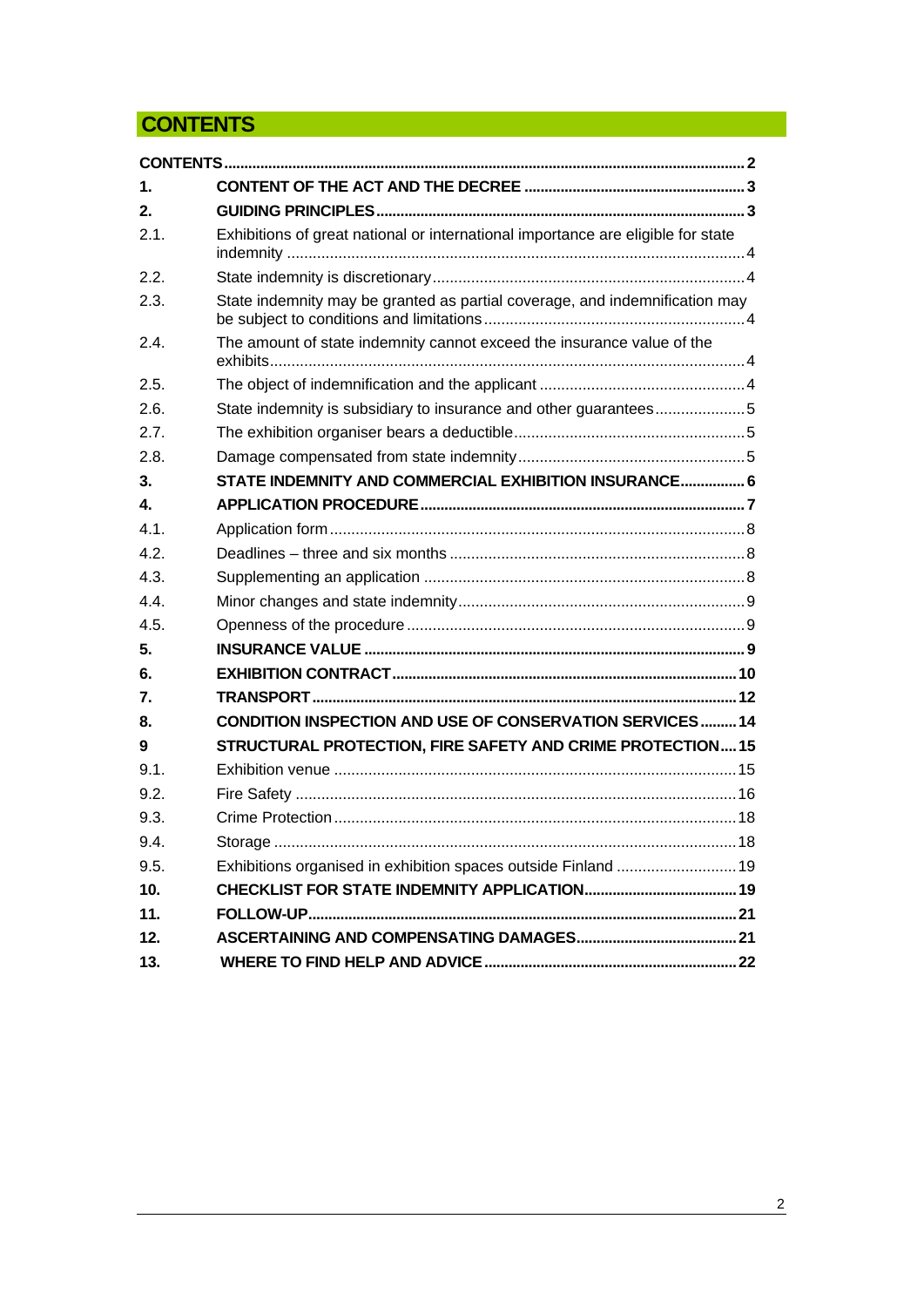# CONTENTS

| | | |
|---|---|---|
| **CONTENTS** | | **2** |
| **1.** | **CONTENT OF THE ACT AND THE DECREE** | **3** |
| **2.** | **GUIDING PRINCIPLES** | **3** |
| 2.1. | Exhibitions of great national or international importance are eligible for state indemnity | 4 |
| 2.2. | State indemnity is discretionary | 4 |
| 2.3. | State indemnity may be granted as partial coverage, and indemnification may be subject to conditions and limitations | 4 |
| 2.4. | The amount of state indemnity cannot exceed the insurance value of the exhibits | 4 |
| 2.5. | The object of indemnification and the applicant | 4 |
| 2.6. | State indemnity is subsidiary to insurance and other guarantees | 5 |
| 2.7. | The exhibition organiser bears a deductible | 5 |
| 2.8. | Damage compensated from state indemnity | 5 |
| **3.** | **STATE INDEMNITY AND COMMERCIAL EXHIBITION INSURANCE** | **6** |
| **4.** | **APPLICATION PROCEDURE** | **7** |
| 4.1. | Application form | 8 |
| 4.2. | Deadlines – three and six months | 8 |
| 4.3. | Supplementing an application | 8 |
| 4.4. | Minor changes and state indemnity | 9 |
| 4.5. | Openness of the procedure | 9 |
| **5.** | **INSURANCE VALUE** | **9** |
| **6.** | **EXHIBITION CONTRACT** | **10** |
| **7.** | **TRANSPORT** | **12** |
| **8.** | **CONDITION INSPECTION AND USE OF CONSERVATION SERVICES** | **14** |
| **9** | **STRUCTURAL PROTECTION, FIRE SAFETY AND CRIME PROTECTION** | **15** |
| 9.1. | Exhibition venue | 15 |
| 9.2. | Fire Safety | 16 |
| 9.3. | Crime Protection | 18 |
| 9.4. | Storage | 18 |
| 9.5. | Exhibitions organised in exhibition spaces outside Finland | 19 |
| **10.** | **CHECKLIST FOR STATE INDEMNITY APPLICATION** | **19** |
| **11.** | **FOLLOW-UP** | **21** |
| **12.** | **ASCERTAINING AND COMPENSATING DAMAGES** | **21** |
| **13.** | **WHERE TO FIND HELP AND ADVICE** | **22** |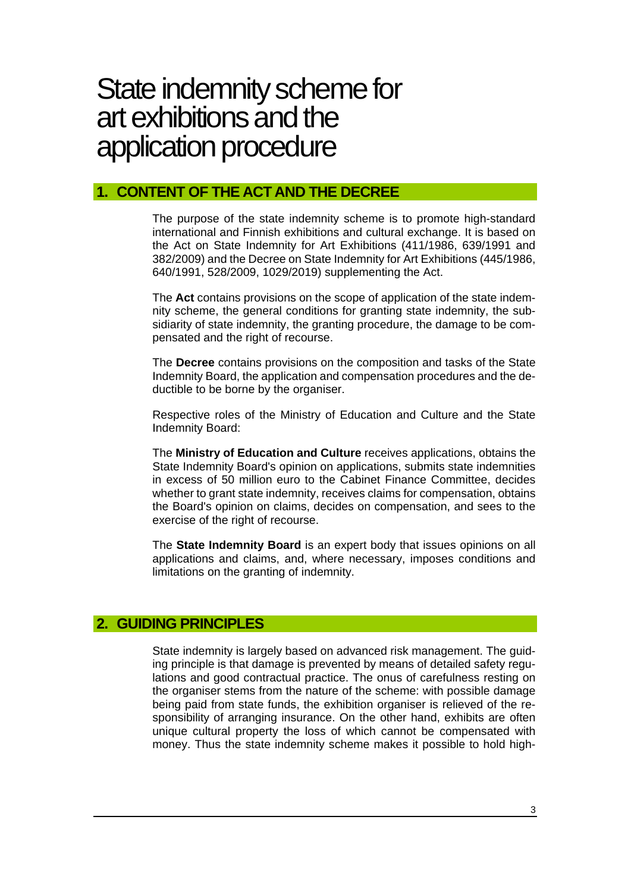# State indemnity scheme for art exhibitions and the application procedure

## 1. CONTENT OF THE ACT AND THE DECREE

The purpose of the state indemnity scheme is to promote high-standard international and Finnish exhibitions and cultural exchange. It is based on the Act on State Indemnity for Art Exhibitions (411/1986, 639/1991 and 382/2009) and the Decree on State Indemnity for Art Exhibitions (445/1986, 640/1991, 528/2009, 1029/2019) supplementing the Act.

The **Act** contains provisions on the scope of application of the state indemnity scheme, the general conditions for granting state indemnity, the subsidiarity of state indemnity, the granting procedure, the damage to be compensated and the right of recourse.

The **Decree** contains provisions on the composition and tasks of the State Indemnity Board, the application and compensation procedures and the deductible to be borne by the organiser.

Respective roles of the Ministry of Education and Culture and the State Indemnity Board:

The **Ministry of Education and Culture** receives applications, obtains the State Indemnity Board's opinion on applications, submits state indemnities in excess of 50 million euro to the Cabinet Finance Committee, decides whether to grant state indemnity, receives claims for compensation, obtains the Board's opinion on claims, decides on compensation, and sees to the exercise of the right of recourse.

The **State Indemnity Board** is an expert body that issues opinions on all applications and claims, and, where necessary, imposes conditions and limitations on the granting of indemnity.

## 2. GUIDING PRINCIPLES

State indemnity is largely based on advanced risk management. The guiding principle is that damage is prevented by means of detailed safety regulations and good contractual practice. The onus of carefulness resting on the organiser stems from the nature of the scheme: with possible damage being paid from state funds, the exhibition organiser is relieved of the responsibility of arranging insurance. On the other hand, exhibits are often unique cultural property the loss of which cannot be compensated with money. Thus the state indemnity scheme makes it possible to hold high-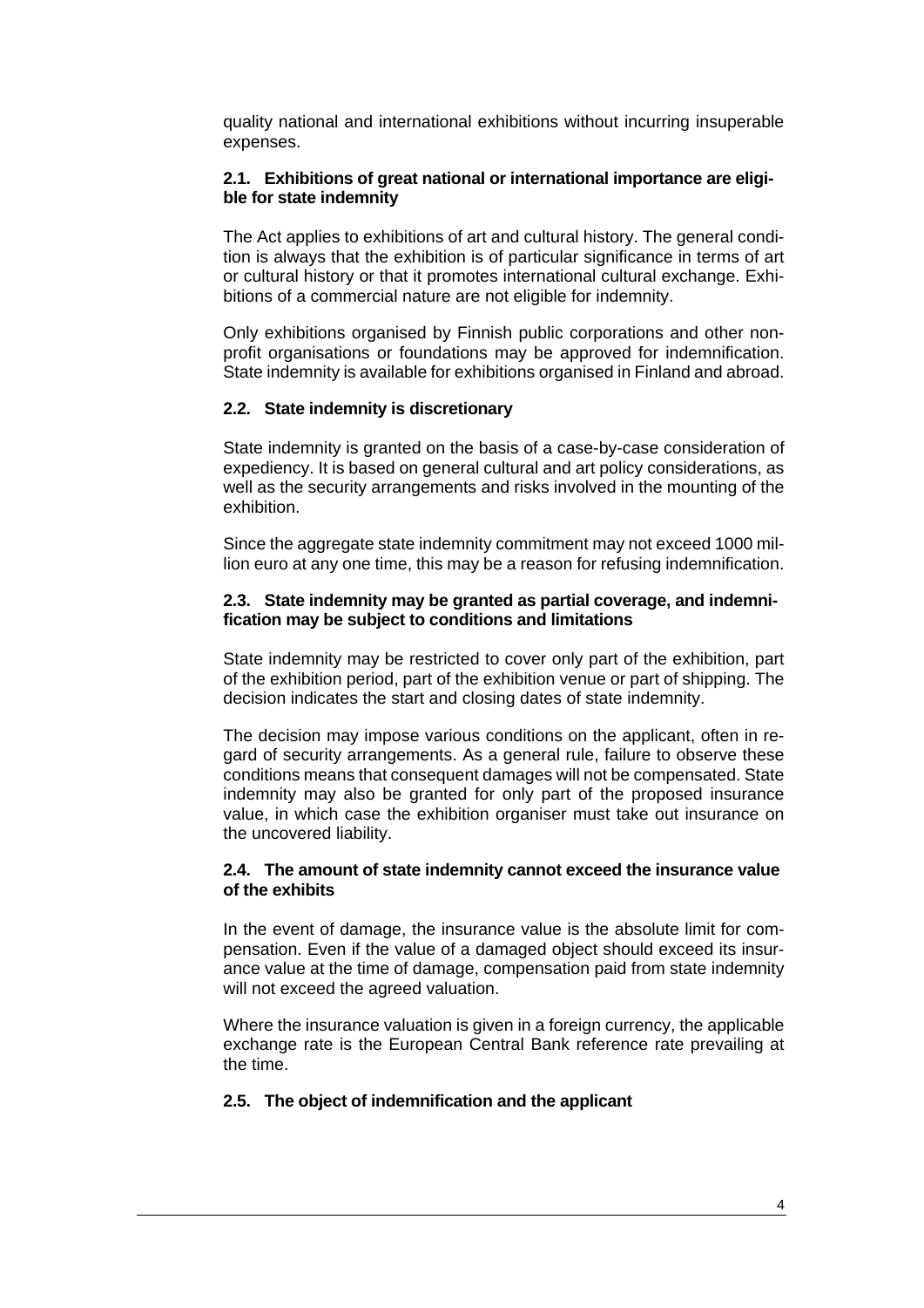quality national and international exhibitions without incurring insuperable expenses.

### 2.1. Exhibitions of great national or international importance are eligible for state indemnity

The Act applies to exhibitions of art and cultural history. The general condition is always that the exhibition is of particular significance in terms of art or cultural history or that it promotes international cultural exchange. Exhibitions of a commercial nature are not eligible for indemnity.

Only exhibitions organised by Finnish public corporations and other non-profit organisations or foundations may be approved for indemnification. State indemnity is available for exhibitions organised in Finland and abroad.

### 2.2. State indemnity is discretionary

State indemnity is granted on the basis of a case-by-case consideration of expediency. It is based on general cultural and art policy considerations, as well as the security arrangements and risks involved in the mounting of the exhibition.

Since the aggregate state indemnity commitment may not exceed 1000 million euro at any one time, this may be a reason for refusing indemnification.

### 2.3. State indemnity may be granted as partial coverage, and indemnification may be subject to conditions and limitations

State indemnity may be restricted to cover only part of the exhibition, part of the exhibition period, part of the exhibition venue or part of shipping. The decision indicates the start and closing dates of state indemnity.

The decision may impose various conditions on the applicant, often in regard of security arrangements. As a general rule, failure to observe these conditions means that consequent damages will not be compensated. State indemnity may also be granted for only part of the proposed insurance value, in which case the exhibition organiser must take out insurance on the uncovered liability.

### 2.4. The amount of state indemnity cannot exceed the insurance value of the exhibits

In the event of damage, the insurance value is the absolute limit for compensation. Even if the value of a damaged object should exceed its insurance value at the time of damage, compensation paid from state indemnity will not exceed the agreed valuation.

Where the insurance valuation is given in a foreign currency, the applicable exchange rate is the European Central Bank reference rate prevailing at the time.

### 2.5. The object of indemnification and the applicant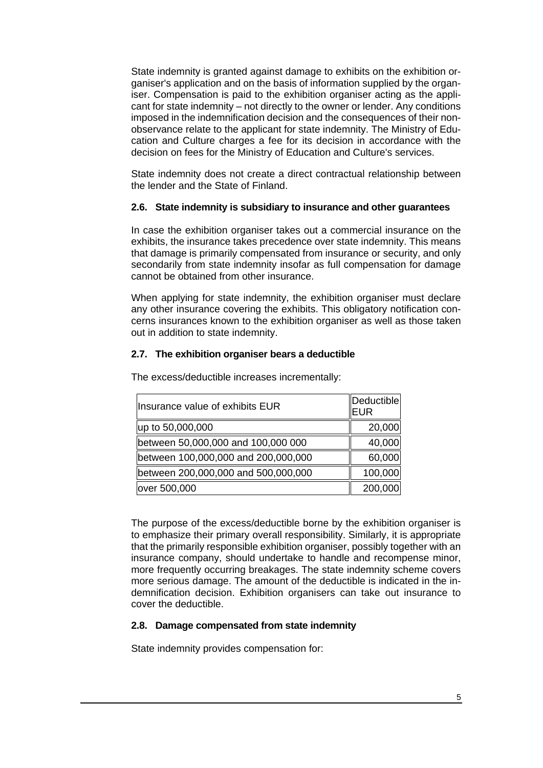State indemnity is granted against damage to exhibits on the exhibition organiser's application and on the basis of information supplied by the organiser. Compensation is paid to the exhibition organiser acting as the applicant for state indemnity – not directly to the owner or lender. Any conditions imposed in the indemnification decision and the consequences of their non-observance relate to the applicant for state indemnity. The Ministry of Education and Culture charges a fee for its decision in accordance with the decision on fees for the Ministry of Education and Culture's services.

State indemnity does not create a direct contractual relationship between the lender and the State of Finland.

### 2.6. State indemnity is subsidiary to insurance and other guarantees

In case the exhibition organiser takes out a commercial insurance on the exhibits, the insurance takes precedence over state indemnity. This means that damage is primarily compensated from insurance or security, and only secondarily from state indemnity insofar as full compensation for damage cannot be obtained from other insurance.

When applying for state indemnity, the exhibition organiser must declare any other insurance covering the exhibits. This obligatory notification concerns insurances known to the exhibition organiser as well as those taken out in addition to state indemnity.

### 2.7. The exhibition organiser bears a deductible

The excess/deductible increases incrementally:

| Insurance value of exhibits EUR | Deductible EUR |
|---|---:|
| up to 50,000,000 | 20,000 |
| between 50,000,000 and 100,000 000 | 40,000 |
| between 100,000,000 and 200,000,000 | 60,000 |
| between 200,000,000 and 500,000,000 | 100,000 |
| over 500,000 | 200,000 |

The purpose of the excess/deductible borne by the exhibition organiser is to emphasize their primary overall responsibility. Similarly, it is appropriate that the primarily responsible exhibition organiser, possibly together with an insurance company, should undertake to handle and recompense minor, more frequently occurring breakages. The state indemnity scheme covers more serious damage. The amount of the deductible is indicated in the indemnification decision. Exhibition organisers can take out insurance to cover the deductible.

### 2.8. Damage compensated from state indemnity

State indemnity provides compensation for: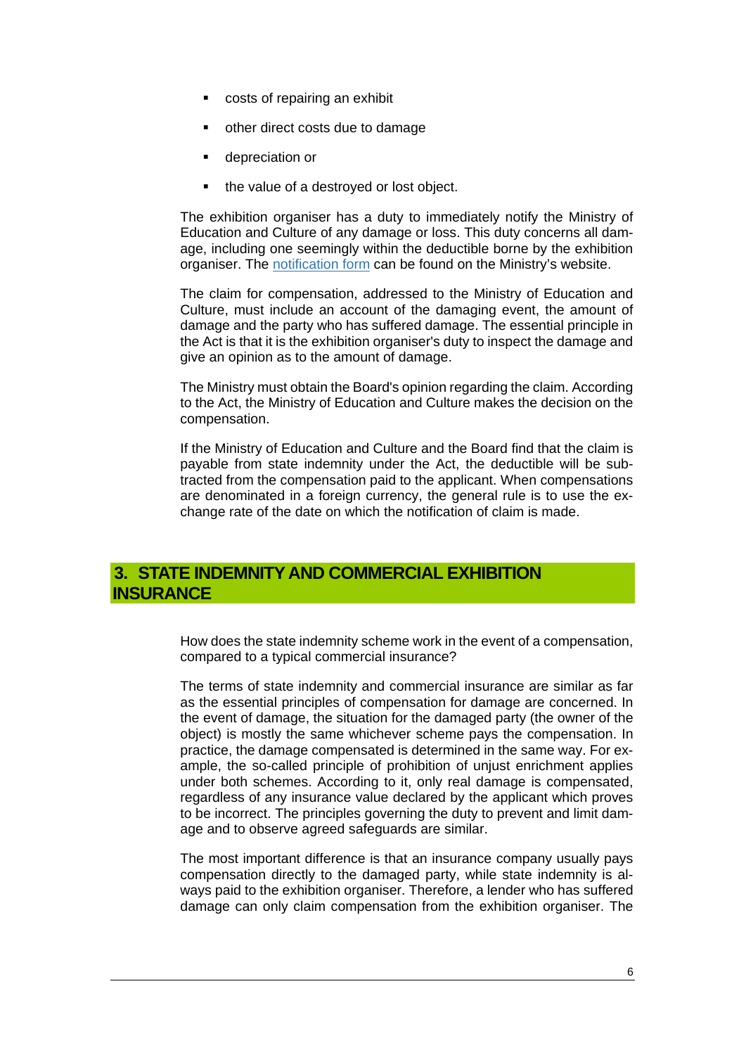- costs of repairing an exhibit
- other direct costs due to damage
- depreciation or
- the value of a destroyed or lost object.

The exhibition organiser has a duty to immediately notify the Ministry of Education and Culture of any damage or loss. This duty concerns all damage, including one seemingly within the deductible borne by the exhibition organiser. The [notification form]() can be found on the Ministry's website.

The claim for compensation, addressed to the Ministry of Education and Culture, must include an account of the damaging event, the amount of damage and the party who has suffered damage. The essential principle in the Act is that it is the exhibition organiser's duty to inspect the damage and give an opinion as to the amount of damage.

The Ministry must obtain the Board's opinion regarding the claim. According to the Act, the Ministry of Education and Culture makes the decision on the compensation.

If the Ministry of Education and Culture and the Board find that the claim is payable from state indemnity under the Act, the deductible will be subtracted from the compensation paid to the applicant. When compensations are denominated in a foreign currency, the general rule is to use the exchange rate of the date on which the notification of claim is made.

## 3. STATE INDEMNITY AND COMMERCIAL EXHIBITION INSURANCE

How does the state indemnity scheme work in the event of a compensation, compared to a typical commercial insurance?

The terms of state indemnity and commercial insurance are similar as far as the essential principles of compensation for damage are concerned. In the event of damage, the situation for the damaged party (the owner of the object) is mostly the same whichever scheme pays the compensation. In practice, the damage compensated is determined in the same way. For example, the so-called principle of prohibition of unjust enrichment applies under both schemes. According to it, only real damage is compensated, regardless of any insurance value declared by the applicant which proves to be incorrect. The principles governing the duty to prevent and limit damage and to observe agreed safeguards are similar.

The most important difference is that an insurance company usually pays compensation directly to the damaged party, while state indemnity is always paid to the exhibition organiser. Therefore, a lender who has suffered damage can only claim compensation from the exhibition organiser. The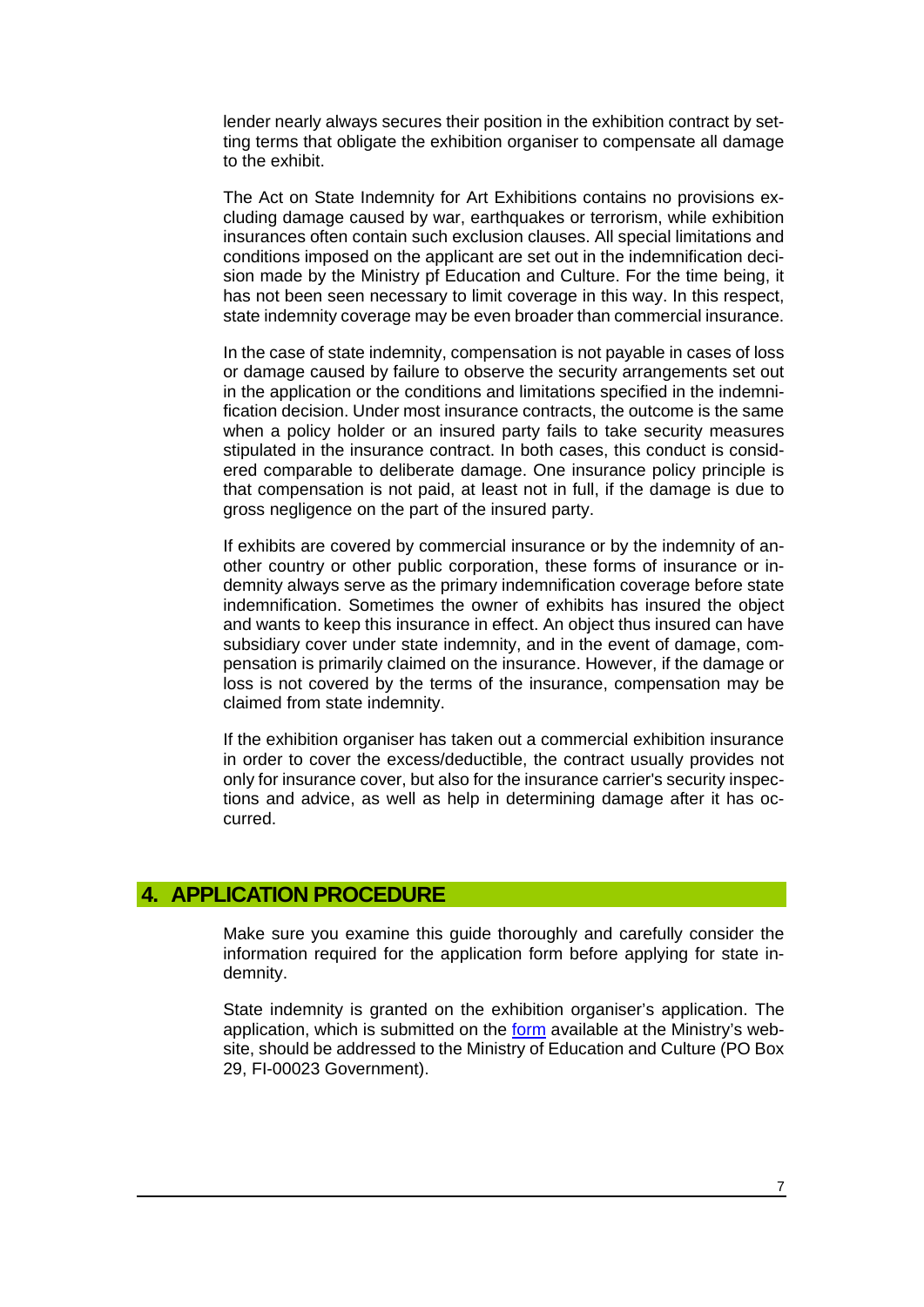lender nearly always secures their position in the exhibition contract by setting terms that obligate the exhibition organiser to compensate all damage to the exhibit.

The Act on State Indemnity for Art Exhibitions contains no provisions excluding damage caused by war, earthquakes or terrorism, while exhibition insurances often contain such exclusion clauses. All special limitations and conditions imposed on the applicant are set out in the indemnification decision made by the Ministry pf Education and Culture. For the time being, it has not been seen necessary to limit coverage in this way. In this respect, state indemnity coverage may be even broader than commercial insurance.

In the case of state indemnity, compensation is not payable in cases of loss or damage caused by failure to observe the security arrangements set out in the application or the conditions and limitations specified in the indemnification decision. Under most insurance contracts, the outcome is the same when a policy holder or an insured party fails to take security measures stipulated in the insurance contract. In both cases, this conduct is considered comparable to deliberate damage. One insurance policy principle is that compensation is not paid, at least not in full, if the damage is due to gross negligence on the part of the insured party.

If exhibits are covered by commercial insurance or by the indemnity of another country or other public corporation, these forms of insurance or indemnity always serve as the primary indemnification coverage before state indemnification. Sometimes the owner of exhibits has insured the object and wants to keep this insurance in effect. An object thus insured can have subsidiary cover under state indemnity, and in the event of damage, compensation is primarily claimed on the insurance. However, if the damage or loss is not covered by the terms of the insurance, compensation may be claimed from state indemnity.

If the exhibition organiser has taken out a commercial exhibition insurance in order to cover the excess/deductible, the contract usually provides not only for insurance cover, but also for the insurance carrier's security inspections and advice, as well as help in determining damage after it has occurred.

## 4. APPLICATION PROCEDURE

Make sure you examine this guide thoroughly and carefully consider the information required for the application form before applying for state indemnity.

State indemnity is granted on the exhibition organiser's application. The application, which is submitted on the form available at the Ministry's website, should be addressed to the Ministry of Education and Culture (PO Box 29, FI-00023 Government).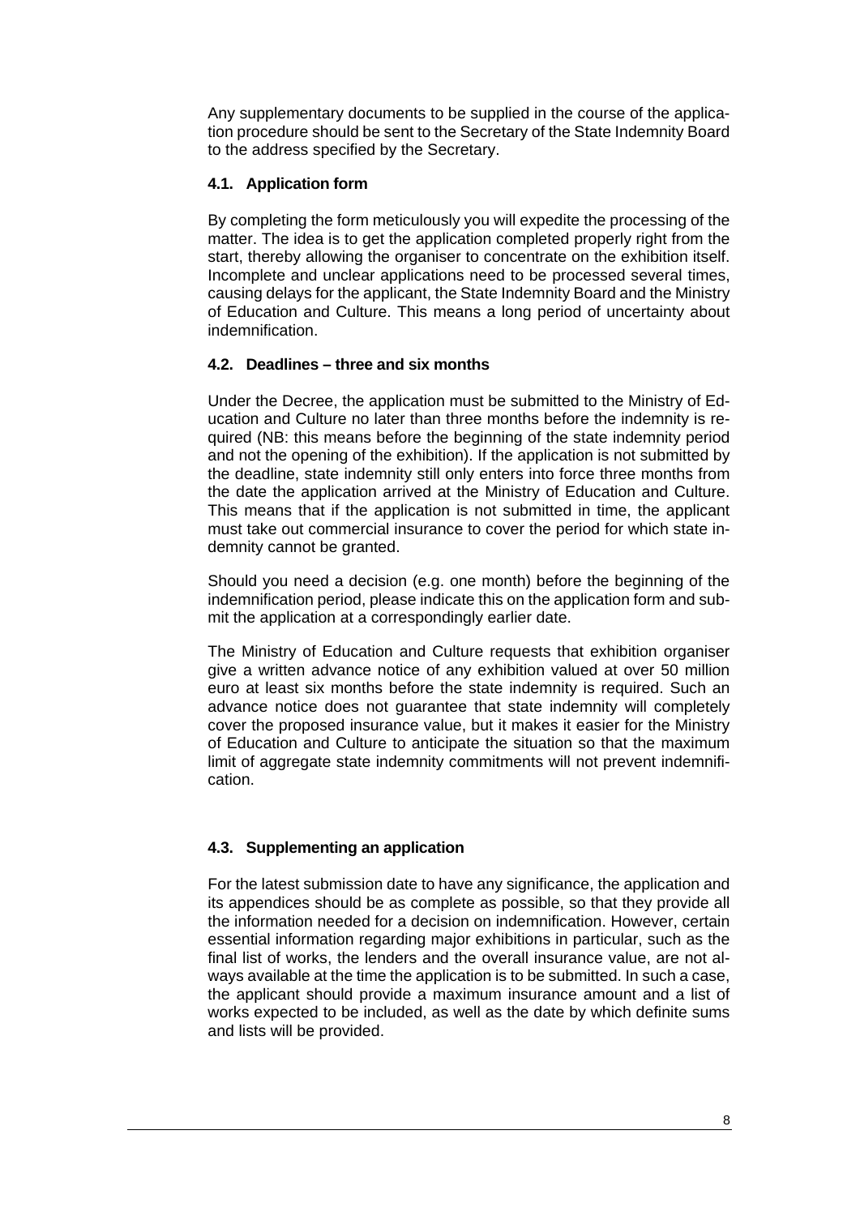Any supplementary documents to be supplied in the course of the application procedure should be sent to the Secretary of the State Indemnity Board to the address specified by the Secretary.

### 4.1. Application form

By completing the form meticulously you will expedite the processing of the matter. The idea is to get the application completed properly right from the start, thereby allowing the organiser to concentrate on the exhibition itself. Incomplete and unclear applications need to be processed several times, causing delays for the applicant, the State Indemnity Board and the Ministry of Education and Culture. This means a long period of uncertainty about indemnification.

### 4.2. Deadlines – three and six months

Under the Decree, the application must be submitted to the Ministry of Education and Culture no later than three months before the indemnity is required (NB: this means before the beginning of the state indemnity period and not the opening of the exhibition). If the application is not submitted by the deadline, state indemnity still only enters into force three months from the date the application arrived at the Ministry of Education and Culture. This means that if the application is not submitted in time, the applicant must take out commercial insurance to cover the period for which state indemnity cannot be granted.

Should you need a decision (e.g. one month) before the beginning of the indemnification period, please indicate this on the application form and submit the application at a correspondingly earlier date.

The Ministry of Education and Culture requests that exhibition organiser give a written advance notice of any exhibition valued at over 50 million euro at least six months before the state indemnity is required. Such an advance notice does not guarantee that state indemnity will completely cover the proposed insurance value, but it makes it easier for the Ministry of Education and Culture to anticipate the situation so that the maximum limit of aggregate state indemnity commitments will not prevent indemnification.

### 4.3. Supplementing an application

For the latest submission date to have any significance, the application and its appendices should be as complete as possible, so that they provide all the information needed for a decision on indemnification. However, certain essential information regarding major exhibitions in particular, such as the final list of works, the lenders and the overall insurance value, are not always available at the time the application is to be submitted. In such a case, the applicant should provide a maximum insurance amount and a list of works expected to be included, as well as the date by which definite sums and lists will be provided.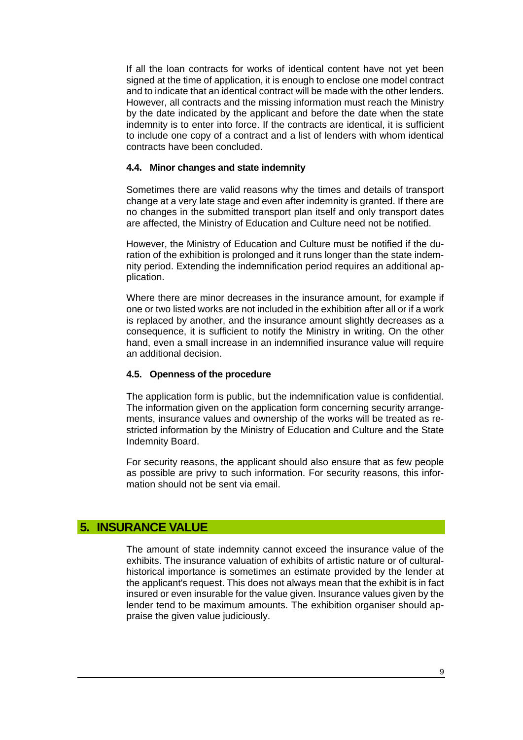If all the loan contracts for works of identical content have not yet been signed at the time of application, it is enough to enclose one model contract and to indicate that an identical contract will be made with the other lenders. However, all contracts and the missing information must reach the Ministry by the date indicated by the applicant and before the date when the state indemnity is to enter into force. If the contracts are identical, it is sufficient to include one copy of a contract and a list of lenders with whom identical contracts have been concluded.

### 4.4. Minor changes and state indemnity

Sometimes there are valid reasons why the times and details of transport change at a very late stage and even after indemnity is granted. If there are no changes in the submitted transport plan itself and only transport dates are affected, the Ministry of Education and Culture need not be notified.

However, the Ministry of Education and Culture must be notified if the duration of the exhibition is prolonged and it runs longer than the state indemnity period. Extending the indemnification period requires an additional application.

Where there are minor decreases in the insurance amount, for example if one or two listed works are not included in the exhibition after all or if a work is replaced by another, and the insurance amount slightly decreases as a consequence, it is sufficient to notify the Ministry in writing. On the other hand, even a small increase in an indemnified insurance value will require an additional decision.

### 4.5. Openness of the procedure

The application form is public, but the indemnification value is confidential. The information given on the application form concerning security arrangements, insurance values and ownership of the works will be treated as restricted information by the Ministry of Education and Culture and the State Indemnity Board.

For security reasons, the applicant should also ensure that as few people as possible are privy to such information. For security reasons, this information should not be sent via email.

## 5. INSURANCE VALUE

The amount of state indemnity cannot exceed the insurance value of the exhibits. The insurance valuation of exhibits of artistic nature or of cultural-historical importance is sometimes an estimate provided by the lender at the applicant's request. This does not always mean that the exhibit is in fact insured or even insurable for the value given. Insurance values given by the lender tend to be maximum amounts. The exhibition organiser should appraise the given value judiciously.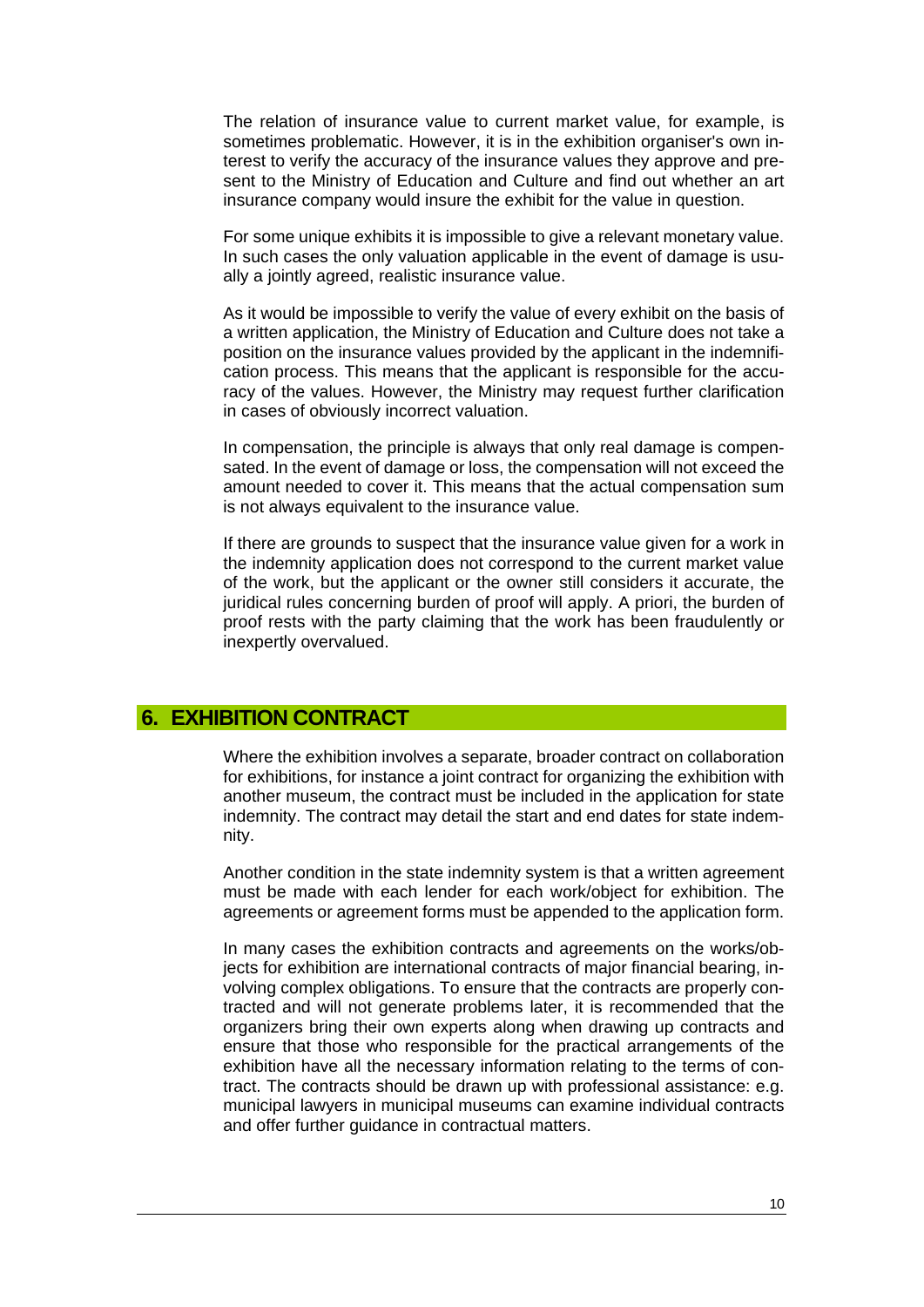The relation of insurance value to current market value, for example, is sometimes problematic. However, it is in the exhibition organiser's own interest to verify the accuracy of the insurance values they approve and present to the Ministry of Education and Culture and find out whether an art insurance company would insure the exhibit for the value in question.

For some unique exhibits it is impossible to give a relevant monetary value. In such cases the only valuation applicable in the event of damage is usually a jointly agreed, realistic insurance value.

As it would be impossible to verify the value of every exhibit on the basis of a written application, the Ministry of Education and Culture does not take a position on the insurance values provided by the applicant in the indemnification process. This means that the applicant is responsible for the accuracy of the values. However, the Ministry may request further clarification in cases of obviously incorrect valuation.

In compensation, the principle is always that only real damage is compensated. In the event of damage or loss, the compensation will not exceed the amount needed to cover it. This means that the actual compensation sum is not always equivalent to the insurance value.

If there are grounds to suspect that the insurance value given for a work in the indemnity application does not correspond to the current market value of the work, but the applicant or the owner still considers it accurate, the juridical rules concerning burden of proof will apply. A priori, the burden of proof rests with the party claiming that the work has been fraudulently or inexpertly overvalued.

## 6. EXHIBITION CONTRACT

Where the exhibition involves a separate, broader contract on collaboration for exhibitions, for instance a joint contract for organizing the exhibition with another museum, the contract must be included in the application for state indemnity. The contract may detail the start and end dates for state indemnity.

Another condition in the state indemnity system is that a written agreement must be made with each lender for each work/object for exhibition. The agreements or agreement forms must be appended to the application form.

In many cases the exhibition contracts and agreements on the works/objects for exhibition are international contracts of major financial bearing, involving complex obligations. To ensure that the contracts are properly contracted and will not generate problems later, it is recommended that the organizers bring their own experts along when drawing up contracts and ensure that those who responsible for the practical arrangements of the exhibition have all the necessary information relating to the terms of contract. The contracts should be drawn up with professional assistance: e.g. municipal lawyers in municipal museums can examine individual contracts and offer further guidance in contractual matters.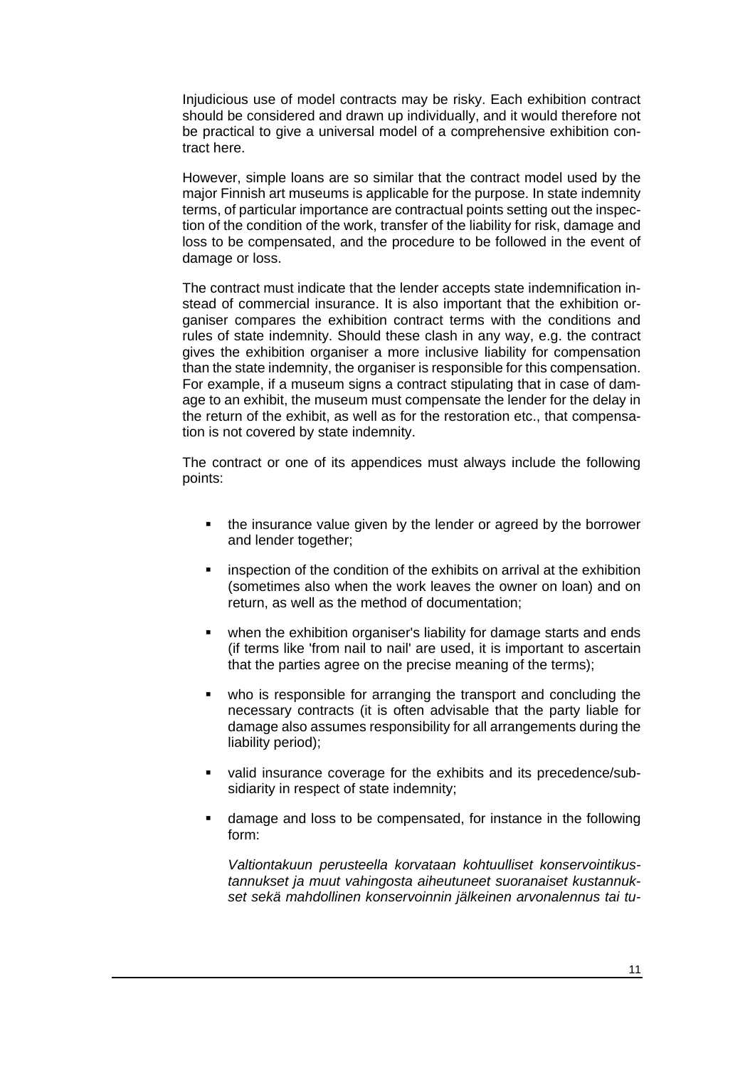Injudicious use of model contracts may be risky. Each exhibition contract should be considered and drawn up individually, and it would therefore not be practical to give a universal model of a comprehensive exhibition contract here.

However, simple loans are so similar that the contract model used by the major Finnish art museums is applicable for the purpose. In state indemnity terms, of particular importance are contractual points setting out the inspection of the condition of the work, transfer of the liability for risk, damage and loss to be compensated, and the procedure to be followed in the event of damage or loss.

The contract must indicate that the lender accepts state indemnification instead of commercial insurance. It is also important that the exhibition organiser compares the exhibition contract terms with the conditions and rules of state indemnity. Should these clash in any way, e.g. the contract gives the exhibition organiser a more inclusive liability for compensation than the state indemnity, the organiser is responsible for this compensation. For example, if a museum signs a contract stipulating that in case of damage to an exhibit, the museum must compensate the lender for the delay in the return of the exhibit, as well as for the restoration etc., that compensation is not covered by state indemnity.

The contract or one of its appendices must always include the following points:

- the insurance value given by the lender or agreed by the borrower and lender together;
- inspection of the condition of the exhibits on arrival at the exhibition (sometimes also when the work leaves the owner on loan) and on return, as well as the method of documentation;
- when the exhibition organiser's liability for damage starts and ends (if terms like 'from nail to nail' are used, it is important to ascertain that the parties agree on the precise meaning of the terms);
- who is responsible for arranging the transport and concluding the necessary contracts (it is often advisable that the party liable for damage also assumes responsibility for all arrangements during the liability period);
- valid insurance coverage for the exhibits and its precedence/subsidiarity in respect of state indemnity;
- damage and loss to be compensated, for instance in the following form:

  *Valtiontakuun perusteella korvataan kohtuulliset konservointikustannukset ja muut vahingosta aiheutuneet suoranaiset kustannukset sekä mahdollinen konservoinnin jälkeinen arvonalennus tai tu-*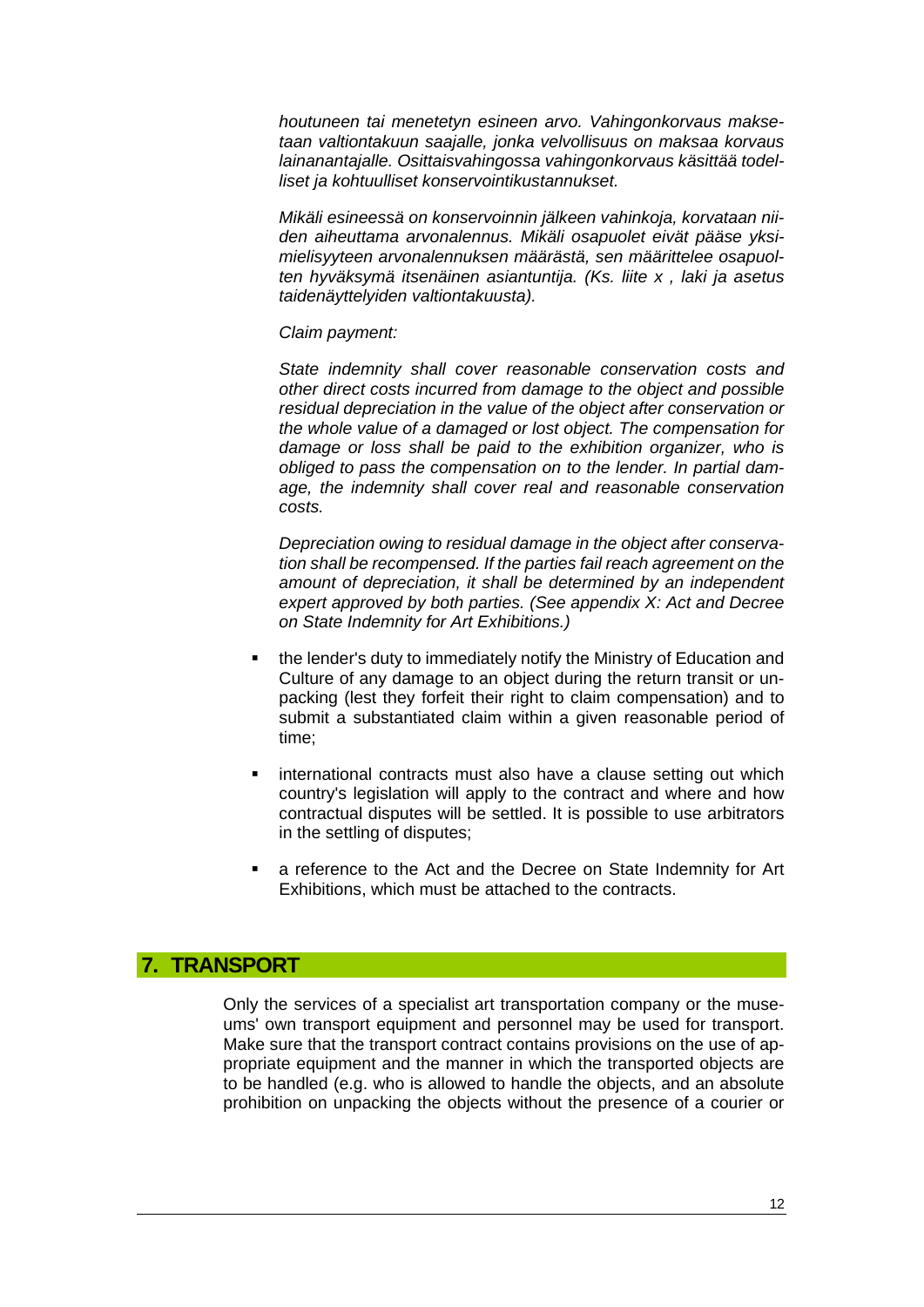*houtuneen tai menetetyn esineen arvo. Vahingonkorvaus maksetaan valtiontakuun saajalle, jonka velvollisuus on maksaa korvaus lainanantajalle. Osittaisvahingossa vahingonkorvaus käsittää todelliset ja kohtuulliset konservointikustannukset.*

*Mikäli esineessä on konservoinnin jälkeen vahinkoja, korvataan niiden aiheuttama arvonalennus. Mikäli osapuolet eivät pääse yksimielisyyteen arvonalennuksen määrästä, sen määrittelee osapuolten hyväksymä itsenäinen asiantuntija. (Ks. liite x , laki ja asetus taidenäyttelyiden valtiontakuusta).*

*Claim payment:*

*State indemnity shall cover reasonable conservation costs and other direct costs incurred from damage to the object and possible residual depreciation in the value of the object after conservation or the whole value of a damaged or lost object. The compensation for damage or loss shall be paid to the exhibition organizer, who is obliged to pass the compensation on to the lender. In partial damage, the indemnity shall cover real and reasonable conservation costs.*

*Depreciation owing to residual damage in the object after conservation shall be recompensed. If the parties fail reach agreement on the amount of depreciation, it shall be determined by an independent expert approved by both parties. (See appendix X: Act and Decree on State Indemnity for Art Exhibitions.)*

- the lender's duty to immediately notify the Ministry of Education and Culture of any damage to an object during the return transit or unpacking (lest they forfeit their right to claim compensation) and to submit a substantiated claim within a given reasonable period of time;
- international contracts must also have a clause setting out which country's legislation will apply to the contract and where and how contractual disputes will be settled. It is possible to use arbitrators in the settling of disputes;
- a reference to the Act and the Decree on State Indemnity for Art Exhibitions, which must be attached to the contracts.

## 7. TRANSPORT

Only the services of a specialist art transportation company or the museums' own transport equipment and personnel may be used for transport. Make sure that the transport contract contains provisions on the use of appropriate equipment and the manner in which the transported objects are to be handled (e.g. who is allowed to handle the objects, and an absolute prohibition on unpacking the objects without the presence of a courier or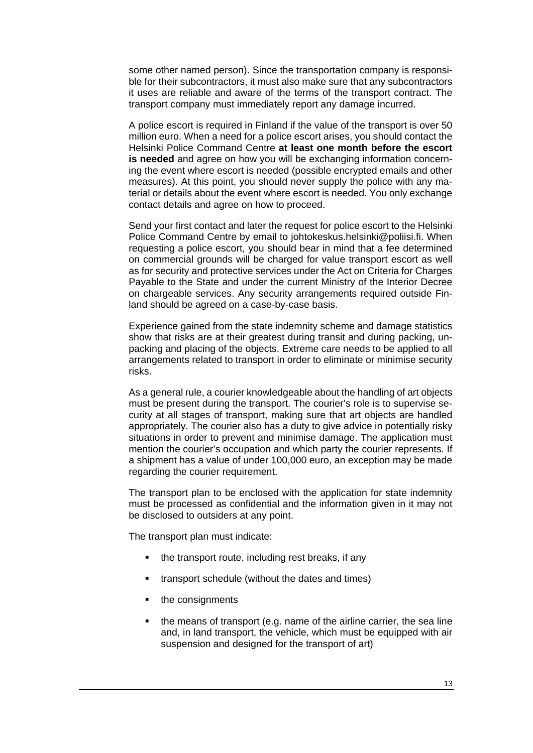some other named person). Since the transportation company is responsible for their subcontractors, it must also make sure that any subcontractors it uses are reliable and aware of the terms of the transport contract. The transport company must immediately report any damage incurred.

A police escort is required in Finland if the value of the transport is over 50 million euro. When a need for a police escort arises, you should contact the Helsinki Police Command Centre **at least one month before the escort is needed** and agree on how you will be exchanging information concerning the event where escort is needed (possible encrypted emails and other measures). At this point, you should never supply the police with any material or details about the event where escort is needed. You only exchange contact details and agree on how to proceed.

Send your first contact and later the request for police escort to the Helsinki Police Command Centre by email to johtokeskus.helsinki@poliisi.fi. When requesting a police escort, you should bear in mind that a fee determined on commercial grounds will be charged for value transport escort as well as for security and protective services under the Act on Criteria for Charges Payable to the State and under the current Ministry of the Interior Decree on chargeable services. Any security arrangements required outside Finland should be agreed on a case-by-case basis.

Experience gained from the state indemnity scheme and damage statistics show that risks are at their greatest during transit and during packing, unpacking and placing of the objects. Extreme care needs to be applied to all arrangements related to transport in order to eliminate or minimise security risks.

As a general rule, a courier knowledgeable about the handling of art objects must be present during the transport. The courier's role is to supervise security at all stages of transport, making sure that art objects are handled appropriately. The courier also has a duty to give advice in potentially risky situations in order to prevent and minimise damage. The application must mention the courier's occupation and which party the courier represents. If a shipment has a value of under 100,000 euro, an exception may be made regarding the courier requirement.

The transport plan to be enclosed with the application for state indemnity must be processed as confidential and the information given in it may not be disclosed to outsiders at any point.

The transport plan must indicate:

- the transport route, including rest breaks, if any
- transport schedule (without the dates and times)
- the consignments
- the means of transport (e.g. name of the airline carrier, the sea line and, in land transport, the vehicle, which must be equipped with air suspension and designed for the transport of art)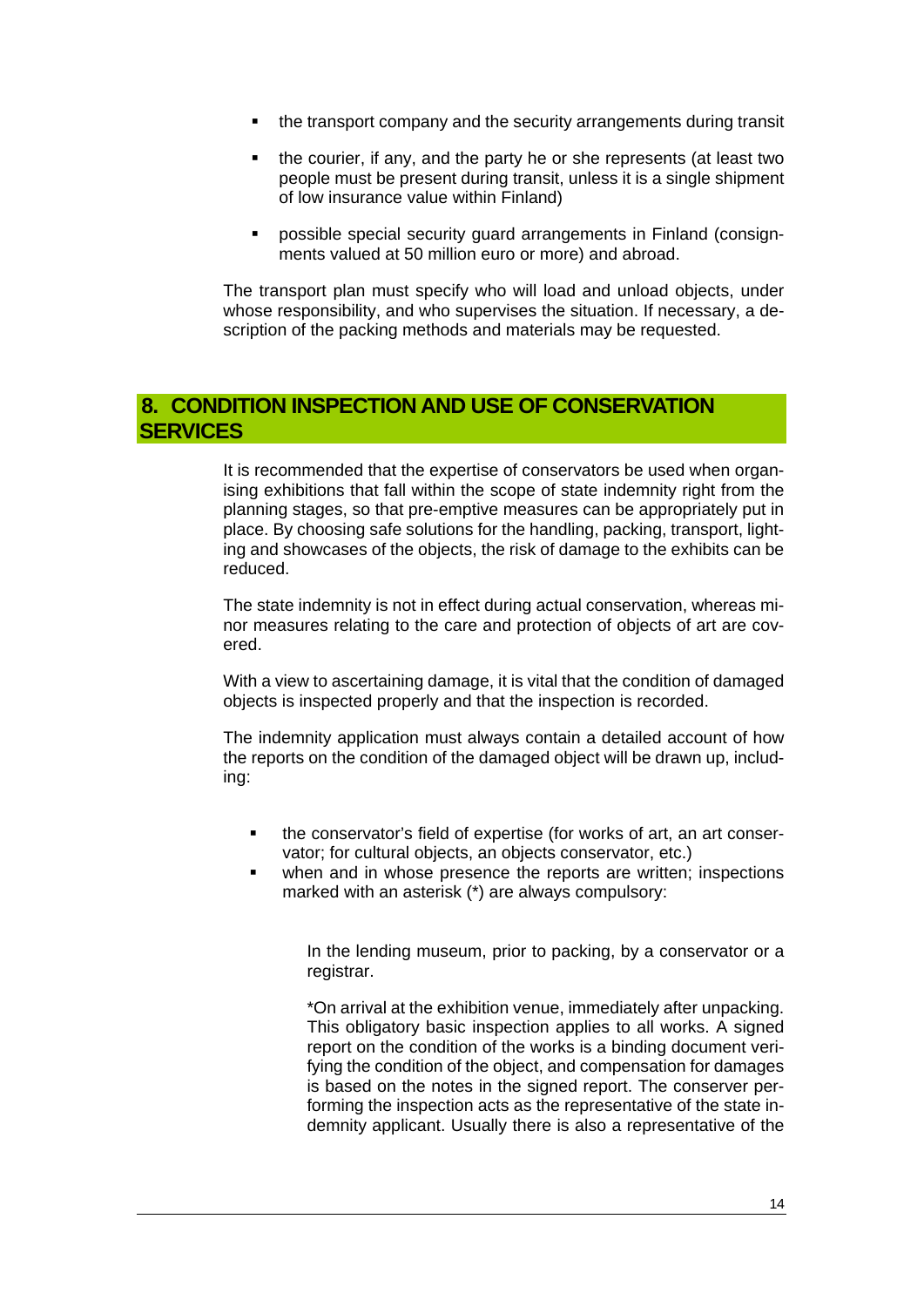- the transport company and the security arrangements during transit
- the courier, if any, and the party he or she represents (at least two people must be present during transit, unless it is a single shipment of low insurance value within Finland)
- possible special security guard arrangements in Finland (consignments valued at 50 million euro or more) and abroad.

The transport plan must specify who will load and unload objects, under whose responsibility, and who supervises the situation. If necessary, a description of the packing methods and materials may be requested.

## 8. CONDITION INSPECTION AND USE OF CONSERVATION SERVICES

It is recommended that the expertise of conservators be used when organising exhibitions that fall within the scope of state indemnity right from the planning stages, so that pre-emptive measures can be appropriately put in place. By choosing safe solutions for the handling, packing, transport, lighting and showcases of the objects, the risk of damage to the exhibits can be reduced.

The state indemnity is not in effect during actual conservation, whereas minor measures relating to the care and protection of objects of art are covered.

With a view to ascertaining damage, it is vital that the condition of damaged objects is inspected properly and that the inspection is recorded.

The indemnity application must always contain a detailed account of how the reports on the condition of the damaged object will be drawn up, including:

- the conservator's field of expertise (for works of art, an art conservator; for cultural objects, an objects conservator, etc.)
- when and in whose presence the reports are written; inspections marked with an asterisk (*) are always compulsory:

  In the lending museum, prior to packing, by a conservator or a registrar.

  *On arrival at the exhibition venue, immediately after unpacking. This obligatory basic inspection applies to all works. A signed report on the condition of the works is a binding document verifying the condition of the object, and compensation for damages is based on the notes in the signed report. The conserver performing the inspection acts as the representative of the state indemnity applicant. Usually there is also a representative of the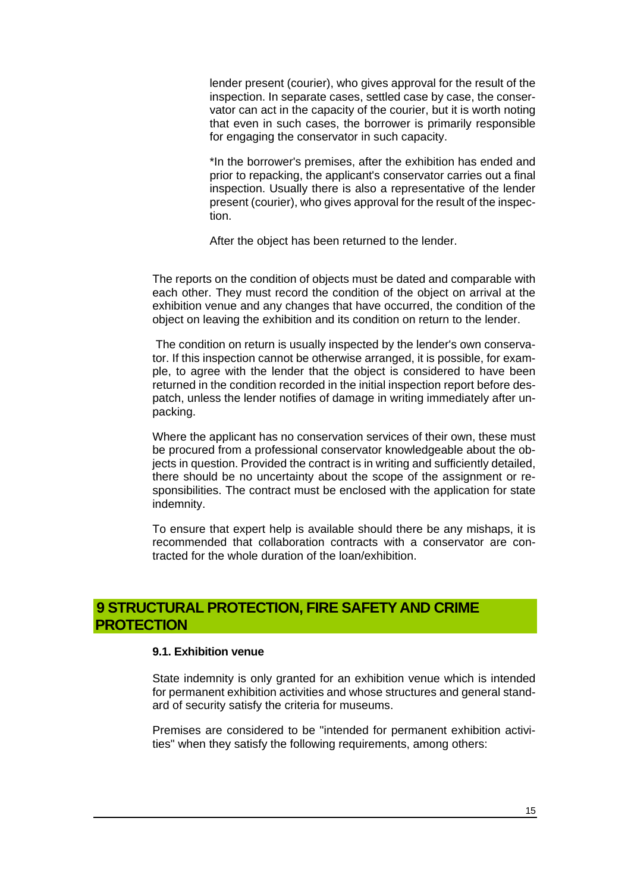lender present (courier), who gives approval for the result of the inspection. In separate cases, settled case by case, the conservator can act in the capacity of the courier, but it is worth noting that even in such cases, the borrower is primarily responsible for engaging the conservator in such capacity.

*In the borrower's premises, after the exhibition has ended and prior to repacking, the applicant's conservator carries out a final inspection. Usually there is also a representative of the lender present (courier), who gives approval for the result of the inspection.

After the object has been returned to the lender.

The reports on the condition of objects must be dated and comparable with each other. They must record the condition of the object on arrival at the exhibition venue and any changes that have occurred, the condition of the object on leaving the exhibition and its condition on return to the lender.

The condition on return is usually inspected by the lender's own conservator. If this inspection cannot be otherwise arranged, it is possible, for example, to agree with the lender that the object is considered to have been returned in the condition recorded in the initial inspection report before despatch, unless the lender notifies of damage in writing immediately after unpacking.

Where the applicant has no conservation services of their own, these must be procured from a professional conservator knowledgeable about the objects in question. Provided the contract is in writing and sufficiently detailed, there should be no uncertainty about the scope of the assignment or responsibilities. The contract must be enclosed with the application for state indemnity.

To ensure that expert help is available should there be any mishaps, it is recommended that collaboration contracts with a conservator are contracted for the whole duration of the loan/exhibition.

# 9 STRUCTURAL PROTECTION, FIRE SAFETY AND CRIME PROTECTION

### 9.1. Exhibition venue

State indemnity is only granted for an exhibition venue which is intended for permanent exhibition activities and whose structures and general standard of security satisfy the criteria for museums.

Premises are considered to be "intended for permanent exhibition activities" when they satisfy the following requirements, among others: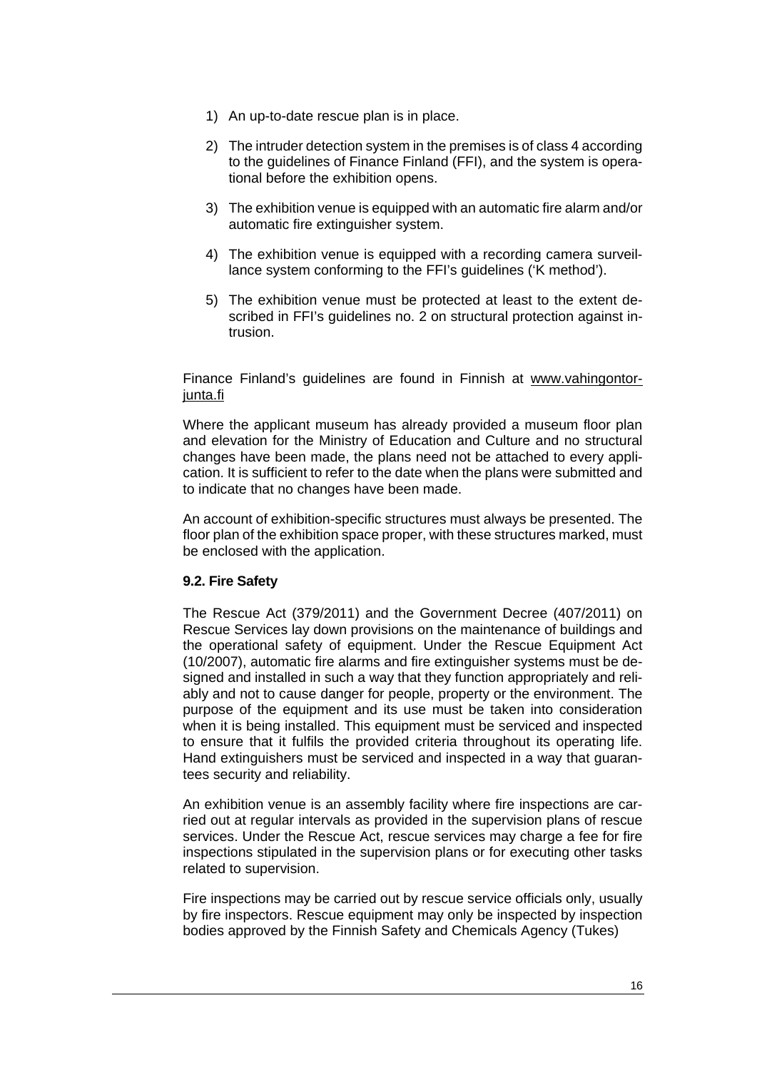1) An up-to-date rescue plan is in place.

2) The intruder detection system in the premises is of class 4 according to the guidelines of Finance Finland (FFI), and the system is operational before the exhibition opens.

3) The exhibition venue is equipped with an automatic fire alarm and/or automatic fire extinguisher system.

4) The exhibition venue is equipped with a recording camera surveillance system conforming to the FFI's guidelines ('K method').

5) The exhibition venue must be protected at least to the extent described in FFI's guidelines no. 2 on structural protection against intrusion.

Finance Finland's guidelines are found in Finnish at www.vahingontorjunta.fi

Where the applicant museum has already provided a museum floor plan and elevation for the Ministry of Education and Culture and no structural changes have been made, the plans need not be attached to every application. It is sufficient to refer to the date when the plans were submitted and to indicate that no changes have been made.

An account of exhibition-specific structures must always be presented. The floor plan of the exhibition space proper, with these structures marked, must be enclosed with the application.

### 9.2. Fire Safety

The Rescue Act (379/2011) and the Government Decree (407/2011) on Rescue Services lay down provisions on the maintenance of buildings and the operational safety of equipment. Under the Rescue Equipment Act (10/2007), automatic fire alarms and fire extinguisher systems must be designed and installed in such a way that they function appropriately and reliably and not to cause danger for people, property or the environment. The purpose of the equipment and its use must be taken into consideration when it is being installed. This equipment must be serviced and inspected to ensure that it fulfils the provided criteria throughout its operating life. Hand extinguishers must be serviced and inspected in a way that guarantees security and reliability.

An exhibition venue is an assembly facility where fire inspections are carried out at regular intervals as provided in the supervision plans of rescue services. Under the Rescue Act, rescue services may charge a fee for fire inspections stipulated in the supervision plans or for executing other tasks related to supervision.

Fire inspections may be carried out by rescue service officials only, usually by fire inspectors. Rescue equipment may only be inspected by inspection bodies approved by the Finnish Safety and Chemicals Agency (Tukes)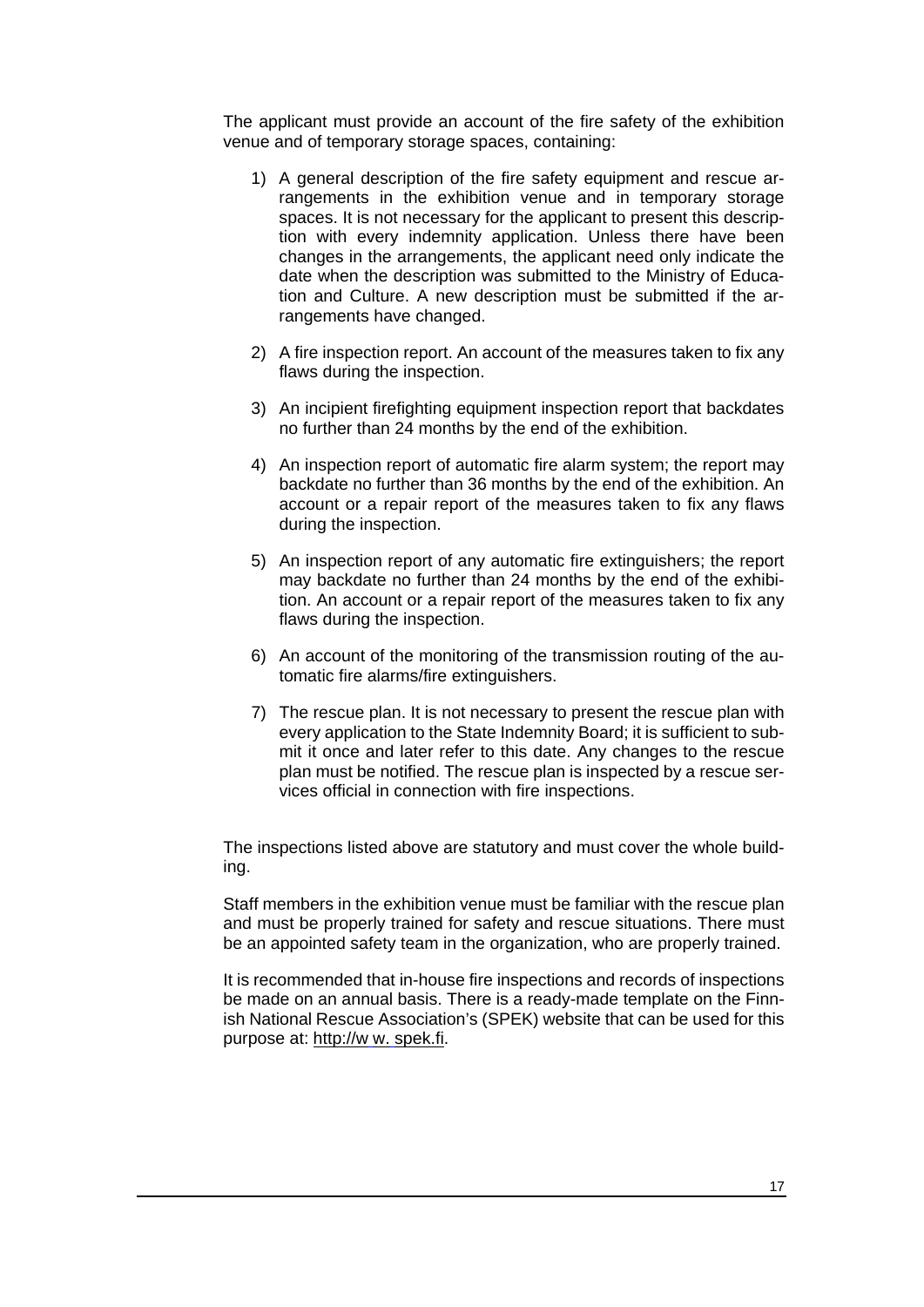The applicant must provide an account of the fire safety of the exhibition venue and of temporary storage spaces, containing:

1) A general description of the fire safety equipment and rescue arrangements in the exhibition venue and in temporary storage spaces. It is not necessary for the applicant to present this description with every indemnity application. Unless there have been changes in the arrangements, the applicant need only indicate the date when the description was submitted to the Ministry of Education and Culture. A new description must be submitted if the arrangements have changed.

2) A fire inspection report. An account of the measures taken to fix any flaws during the inspection.

3) An incipient firefighting equipment inspection report that backdates no further than 24 months by the end of the exhibition.

4) An inspection report of automatic fire alarm system; the report may backdate no further than 36 months by the end of the exhibition. An account or a repair report of the measures taken to fix any flaws during the inspection.

5) An inspection report of any automatic fire extinguishers; the report may backdate no further than 24 months by the end of the exhibition. An account or a repair report of the measures taken to fix any flaws during the inspection.

6) An account of the monitoring of the transmission routing of the automatic fire alarms/fire extinguishers.

7) The rescue plan. It is not necessary to present the rescue plan with every application to the State Indemnity Board; it is sufficient to submit it once and later refer to this date. Any changes to the rescue plan must be notified. The rescue plan is inspected by a rescue services official in connection with fire inspections.

The inspections listed above are statutory and must cover the whole building.

Staff members in the exhibition venue must be familiar with the rescue plan and must be properly trained for safety and rescue situations. There must be an appointed safety team in the organization, who are properly trained.

It is recommended that in-house fire inspections and records of inspections be made on an annual basis. There is a ready-made template on the Finnish National Rescue Association's (SPEK) website that can be used for this purpose at: http://w w. spek.fi.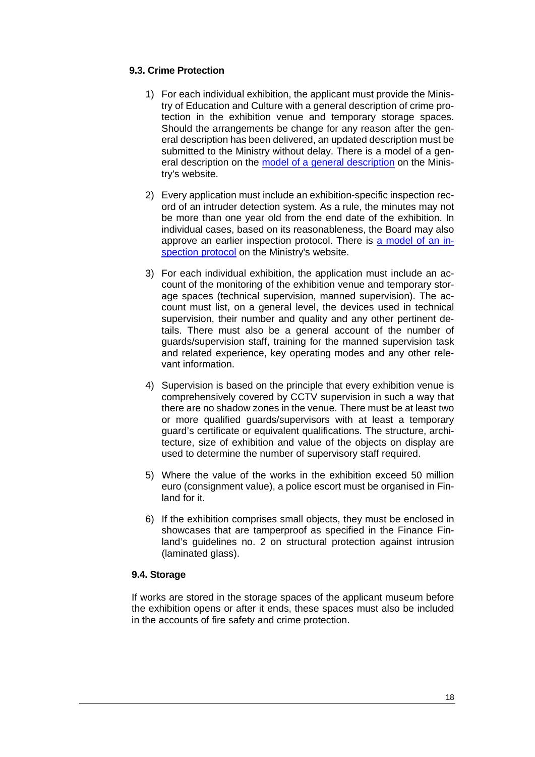### 9.3. Crime Protection

1) For each individual exhibition, the applicant must provide the Ministry of Education and Culture with a general description of crime protection in the exhibition venue and temporary storage spaces. Should the arrangements be change for any reason after the general description has been delivered, an updated description must be submitted to the Ministry without delay. There is a model of a general description on the [model of a general description]() on the Ministry's website.

2) Every application must include an exhibition-specific inspection record of an intruder detection system. As a rule, the minutes may not be more than one year old from the end date of the exhibition. In individual cases, based on its reasonableness, the Board may also approve an earlier inspection protocol. There is [a model of an inspection protocol]() on the Ministry's website.

3) For each individual exhibition, the application must include an account of the monitoring of the exhibition venue and temporary storage spaces (technical supervision, manned supervision). The account must list, on a general level, the devices used in technical supervision, their number and quality and any other pertinent details. There must also be a general account of the number of guards/supervision staff, training for the manned supervision task and related experience, key operating modes and any other relevant information.

4) Supervision is based on the principle that every exhibition venue is comprehensively covered by CCTV supervision in such a way that there are no shadow zones in the venue. There must be at least two or more qualified guards/supervisors with at least a temporary guard's certificate or equivalent qualifications. The structure, architecture, size of exhibition and value of the objects on display are used to determine the number of supervisory staff required.

5) Where the value of the works in the exhibition exceed 50 million euro (consignment value), a police escort must be organised in Finland for it.

6) If the exhibition comprises small objects, they must be enclosed in showcases that are tamperproof as specified in the Finance Finland's guidelines no. 2 on structural protection against intrusion (laminated glass).

### 9.4. Storage

If works are stored in the storage spaces of the applicant museum before the exhibition opens or after it ends, these spaces must also be included in the accounts of fire safety and crime protection.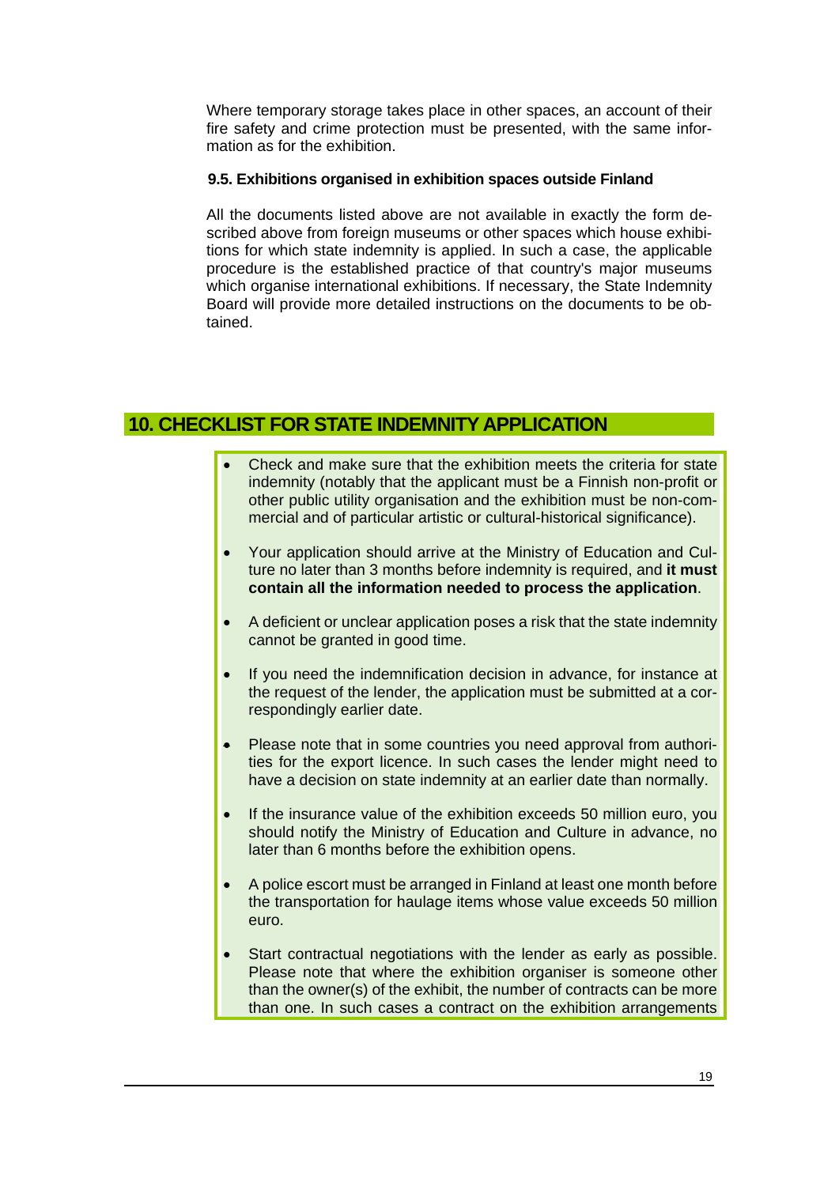Where temporary storage takes place in other spaces, an account of their fire safety and crime protection must be presented, with the same information as for the exhibition.

### 9.5. Exhibitions organised in exhibition spaces outside Finland

All the documents listed above are not available in exactly the form described above from foreign museums or other spaces which house exhibitions for which state indemnity is applied. In such a case, the applicable procedure is the established practice of that country's major museums which organise international exhibitions. If necessary, the State Indemnity Board will provide more detailed instructions on the documents to be obtained.

## 10. CHECKLIST FOR STATE INDEMNITY APPLICATION

- Check and make sure that the exhibition meets the criteria for state indemnity (notably that the applicant must be a Finnish non-profit or other public utility organisation and the exhibition must be non-commercial and of particular artistic or cultural-historical significance).
- Your application should arrive at the Ministry of Education and Culture no later than 3 months before indemnity is required, and **it must contain all the information needed to process the application**.
- A deficient or unclear application poses a risk that the state indemnity cannot be granted in good time.
- If you need the indemnification decision in advance, for instance at the request of the lender, the application must be submitted at a correspondingly earlier date.
- Please note that in some countries you need approval from authorities for the export licence. In such cases the lender might need to have a decision on state indemnity at an earlier date than normally.
- If the insurance value of the exhibition exceeds 50 million euro, you should notify the Ministry of Education and Culture in advance, no later than 6 months before the exhibition opens.
- A police escort must be arranged in Finland at least one month before the transportation for haulage items whose value exceeds 50 million euro.
- Start contractual negotiations with the lender as early as possible. Please note that where the exhibition organiser is someone other than the owner(s) of the exhibit, the number of contracts can be more than one. In such cases a contract on the exhibition arrangements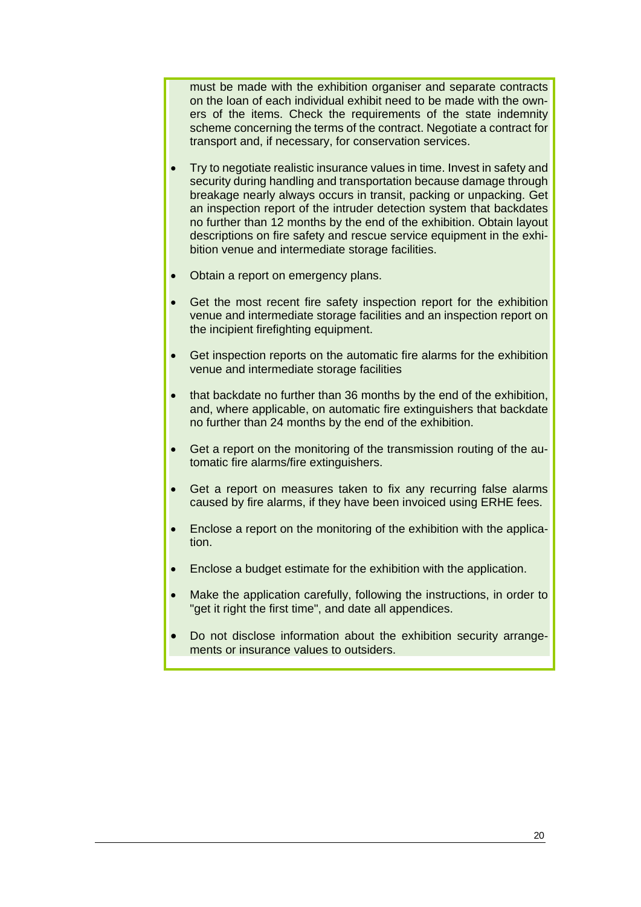must be made with the exhibition organiser and separate contracts on the loan of each individual exhibit need to be made with the owners of the items. Check the requirements of the state indemnity scheme concerning the terms of the contract. Negotiate a contract for transport and, if necessary, for conservation services.

- Try to negotiate realistic insurance values in time. Invest in safety and security during handling and transportation because damage through breakage nearly always occurs in transit, packing or unpacking. Get an inspection report of the intruder detection system that backdates no further than 12 months by the end of the exhibition. Obtain layout descriptions on fire safety and rescue service equipment in the exhibition venue and intermediate storage facilities.

- Obtain a report on emergency plans.

- Get the most recent fire safety inspection report for the exhibition venue and intermediate storage facilities and an inspection report on the incipient firefighting equipment.

- Get inspection reports on the automatic fire alarms for the exhibition venue and intermediate storage facilities

- that backdate no further than 36 months by the end of the exhibition, and, where applicable, on automatic fire extinguishers that backdate no further than 24 months by the end of the exhibition.

- Get a report on the monitoring of the transmission routing of the automatic fire alarms/fire extinguishers.

- Get a report on measures taken to fix any recurring false alarms caused by fire alarms, if they have been invoiced using ERHE fees.

- Enclose a report on the monitoring of the exhibition with the application.

- Enclose a budget estimate for the exhibition with the application.

- Make the application carefully, following the instructions, in order to "get it right the first time", and date all appendices.

- Do not disclose information about the exhibition security arrangements or insurance values to outsiders.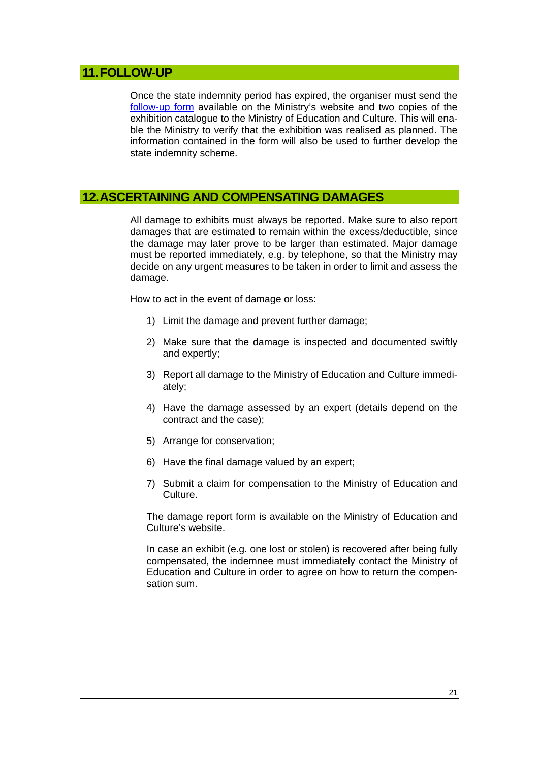## 11. FOLLOW-UP

Once the state indemnity period has expired, the organiser must send the follow-up form available on the Ministry's website and two copies of the exhibition catalogue to the Ministry of Education and Culture. This will enable the Ministry to verify that the exhibition was realised as planned. The information contained in the form will also be used to further develop the state indemnity scheme.

## 12. ASCERTAINING AND COMPENSATING DAMAGES

All damage to exhibits must always be reported. Make sure to also report damages that are estimated to remain within the excess/deductible, since the damage may later prove to be larger than estimated. Major damage must be reported immediately, e.g. by telephone, so that the Ministry may decide on any urgent measures to be taken in order to limit and assess the damage.

How to act in the event of damage or loss:

1) Limit the damage and prevent further damage;
2) Make sure that the damage is inspected and documented swiftly and expertly;
3) Report all damage to the Ministry of Education and Culture immediately;
4) Have the damage assessed by an expert (details depend on the contract and the case);
5) Arrange for conservation;
6) Have the final damage valued by an expert;
7) Submit a claim for compensation to the Ministry of Education and Culture.

The damage report form is available on the Ministry of Education and Culture's website.

In case an exhibit (e.g. one lost or stolen) is recovered after being fully compensated, the indemnee must immediately contact the Ministry of Education and Culture in order to agree on how to return the compensation sum.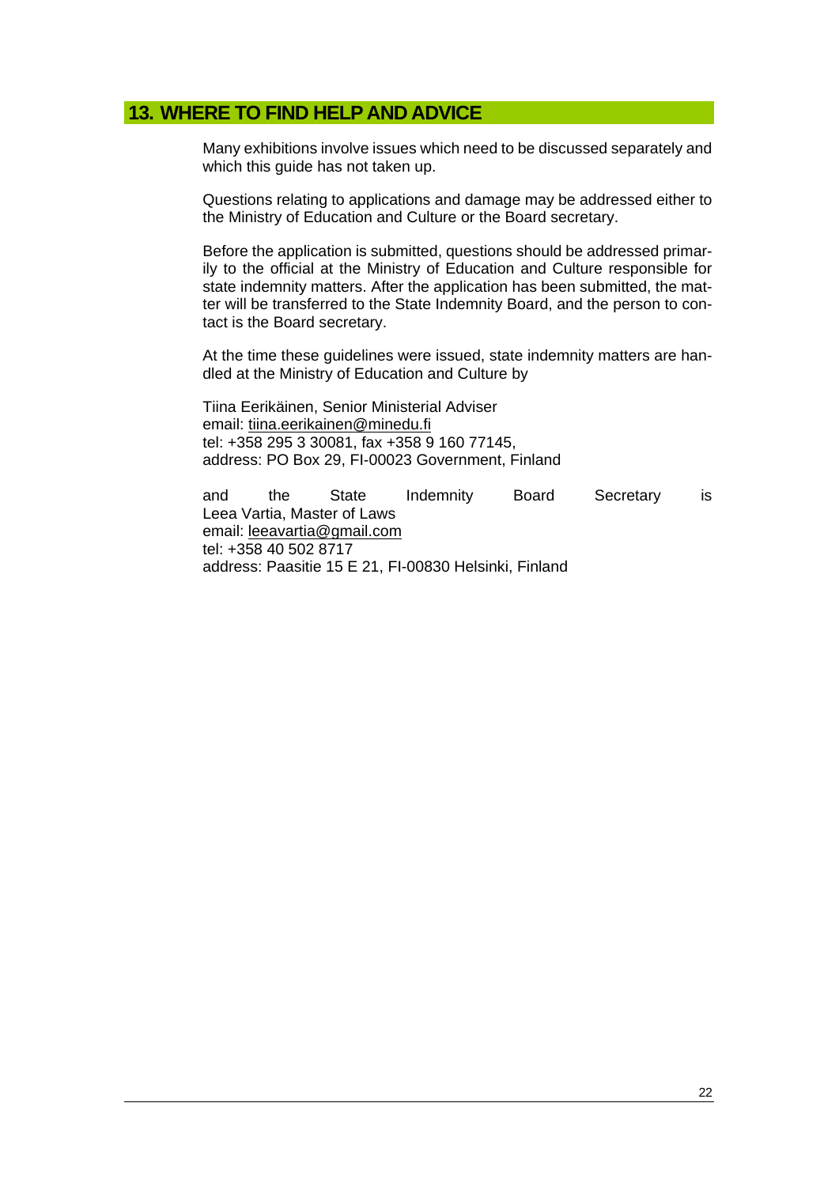## 13. WHERE TO FIND HELP AND ADVICE

Many exhibitions involve issues which need to be discussed separately and which this guide has not taken up.

Questions relating to applications and damage may be addressed either to the Ministry of Education and Culture or the Board secretary.

Before the application is submitted, questions should be addressed primarily to the official at the Ministry of Education and Culture responsible for state indemnity matters. After the application has been submitted, the matter will be transferred to the State Indemnity Board, and the person to contact is the Board secretary.

At the time these guidelines were issued, state indemnity matters are handled at the Ministry of Education and Culture by

Tiina Eerikäinen, Senior Ministerial Adviser
email: tiina.eerikainen@minedu.fi
tel: +358 295 3 30081, fax +358 9 160 77145,
address: PO Box 29, FI-00023 Government, Finland

and the State Indemnity Board Secretary is
Leea Vartia, Master of Laws
email: leeavartia@gmail.com
tel: +358 40 502 8717
address: Paasitie 15 E 21, FI-00830 Helsinki, Finland